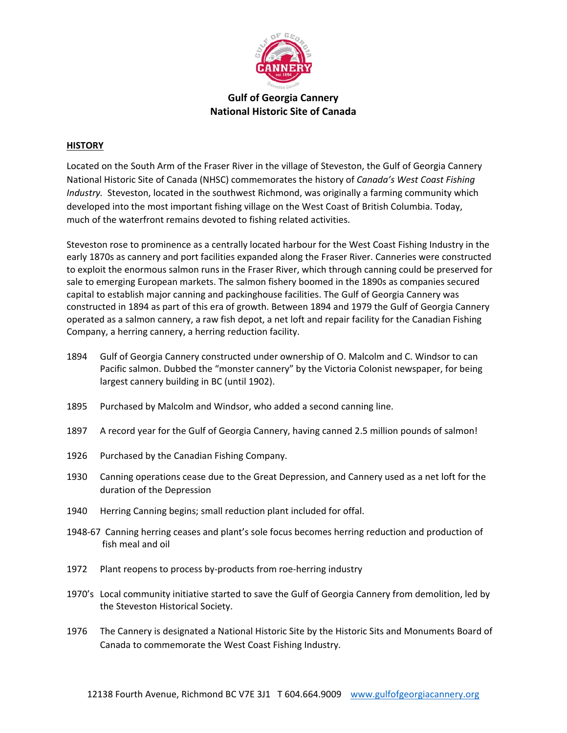# Gulf of Georgia Cannery
# National Historic Site of Canada

## HISTORY

Located on the South Arm of the Fraser River in the village of Steveston, the Gulf of Georgia Cannery National Historic Site of Canada (NHSC) commemorates the history of *Canada's West Coast Fishing Industry.* Steveston, located in the southwest Richmond, was originally a farming community which developed into the most important fishing village on the West Coast of British Columbia. Today, much of the waterfront remains devoted to fishing related activities.

Steveston rose to prominence as a centrally located harbour for the West Coast Fishing Industry in the early 1870s as cannery and port facilities expanded along the Fraser River. Canneries were constructed to exploit the enormous salmon runs in the Fraser River, which through canning could be preserved for sale to emerging European markets. The salmon fishery boomed in the 1890s as companies secured capital to establish major canning and packinghouse facilities. The Gulf of Georgia Cannery was constructed in 1894 as part of this era of growth. Between 1894 and 1979 the Gulf of Georgia Cannery operated as a salmon cannery, a raw fish depot, a net loft and repair facility for the Canadian Fishing Company, a herring cannery, a herring reduction facility.

- 1894 Gulf of Georgia Cannery constructed under ownership of O. Malcolm and C. Windsor to can Pacific salmon. Dubbed the "monster cannery" by the Victoria Colonist newspaper, for being largest cannery building in BC (until 1902).
- 1895 Purchased by Malcolm and Windsor, who added a second canning line.
- 1897 A record year for the Gulf of Georgia Cannery, having canned 2.5 million pounds of salmon!
- 1926 Purchased by the Canadian Fishing Company.
- 1930 Canning operations cease due to the Great Depression, and Cannery used as a net loft for the duration of the Depression
- 1940 Herring Canning begins; small reduction plant included for offal.
- 1948-67 Canning herring ceases and plant's sole focus becomes herring reduction and production of fish meal and oil
- 1972 Plant reopens to process by-products from roe-herring industry
- 1970's Local community initiative started to save the Gulf of Georgia Cannery from demolition, led by the Steveston Historical Society.
- 1976 The Cannery is designated a National Historic Site by the Historic Sits and Monuments Board of Canada to commemorate the West Coast Fishing Industry.

12138 Fourth Avenue, Richmond BC V7E 3J1 T 604.664.9009 www.gulfofgeorgiacannery.org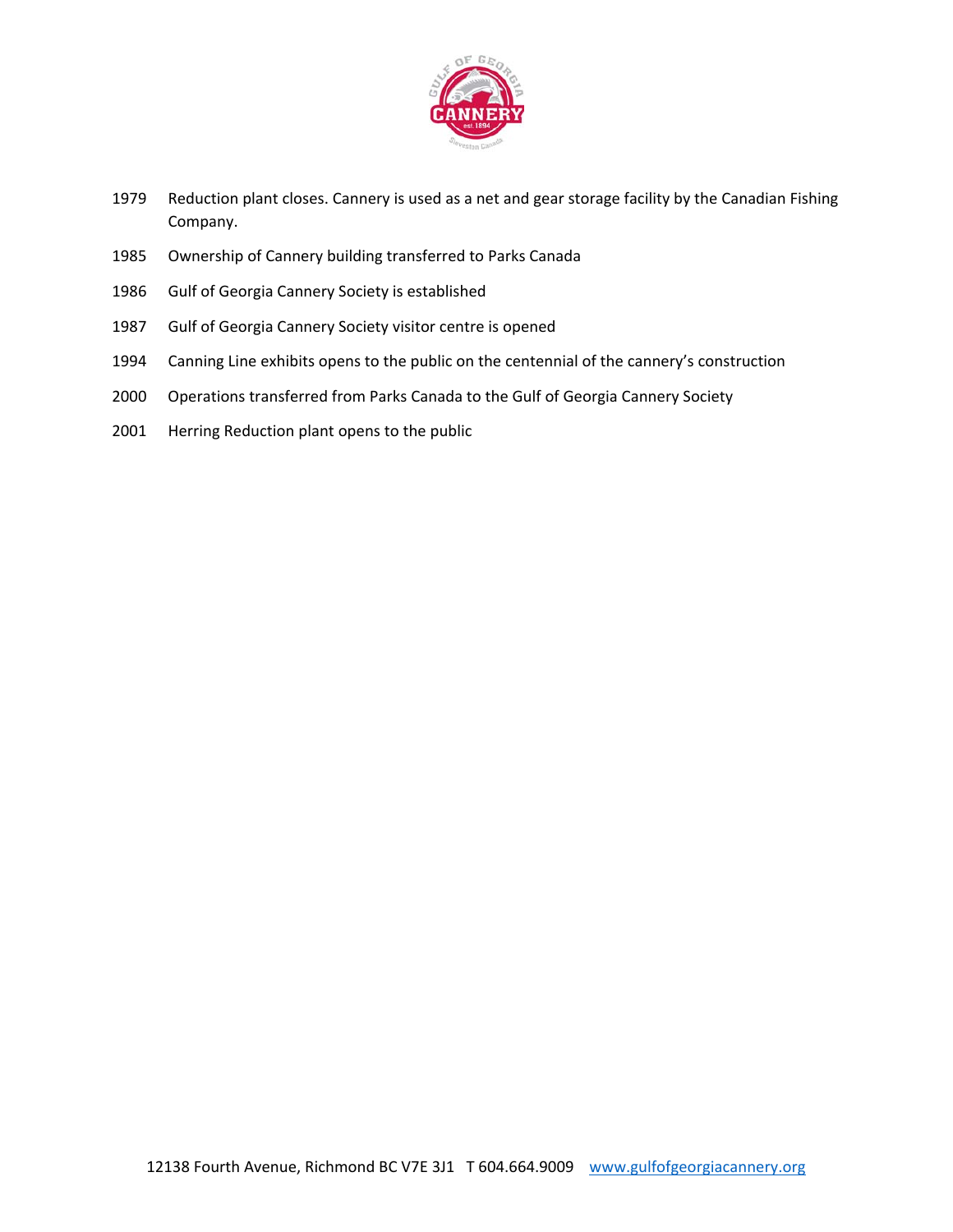| | |
|---|---|
| 1979 | Reduction plant closes. Cannery is used as a net and gear storage facility by the Canadian Fishing Company. |
| 1985 | Ownership of Cannery building transferred to Parks Canada |
| 1986 | Gulf of Georgia Cannery Society is established |
| 1987 | Gulf of Georgia Cannery Society visitor centre is opened |
| 1994 | Canning Line exhibits opens to the public on the centennial of the cannery's construction |
| 2000 | Operations transferred from Parks Canada to the Gulf of Georgia Cannery Society |
| 2001 | Herring Reduction plant opens to the public |

12138 Fourth Avenue, Richmond BC V7E 3J1 T 604.664.9009 www.gulfofgeorgiacannery.org